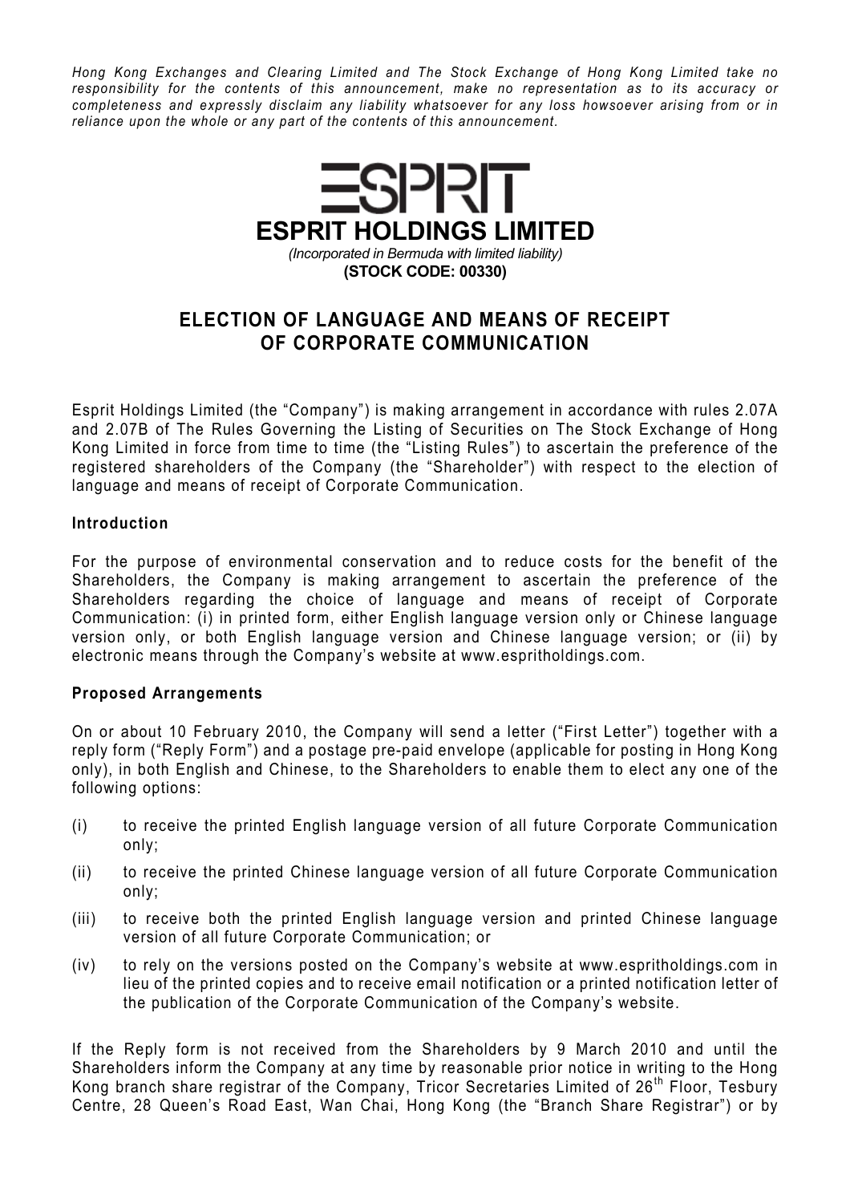*Hong Kong Exchanges and Clearing Limited and The Stock Exchange of Hong Kong Limited take no responsibility for the contents of this announcement, make no representation as to its accuracy or completeness and expressly disclaim any liability whatsoever for any loss howsoever arising from or in reliance upon the whole or any part of the contents of this announcement.*

# ESPRIT HOLDINGS LIMITED

*(Incorporated in Bermuda with limited liability)*

**(STOCK CODE: 00330)**

## ELECTION OF LANGUAGE AND MEANS OF RECEIPT OF CORPORATE COMMUNICATION

Esprit Holdings Limited (the "Company") is making arrangement in accordance with rules 2.07A and 2.07B of The Rules Governing the Listing of Securities on The Stock Exchange of Hong Kong Limited in force from time to time (the "Listing Rules") to ascertain the preference of the registered shareholders of the Company (the "Shareholder") with respect to the election of language and means of receipt of Corporate Communication.

### Introduction

For the purpose of environmental conservation and to reduce costs for the benefit of the Shareholders, the Company is making arrangement to ascertain the preference of the Shareholders regarding the choice of language and means of receipt of Corporate Communication: (i) in printed form, either English language version only or Chinese language version only, or both English language version and Chinese language version; or (ii) by electronic means through the Company's website at www.espritholdings.com.

### Proposed Arrangements

On or about 10 February 2010, the Company will send a letter ("First Letter") together with a reply form ("Reply Form") and a postage pre-paid envelope (applicable for posting in Hong Kong only), in both English and Chinese, to the Shareholders to enable them to elect any one of the following options:

(i) to receive the printed English language version of all future Corporate Communication only;

(ii) to receive the printed Chinese language version of all future Corporate Communication only;

(iii) to receive both the printed English language version and printed Chinese language version of all future Corporate Communication; or

(iv) to rely on the versions posted on the Company's website at www.espritholdings.com in lieu of the printed copies and to receive email notification or a printed notification letter of the publication of the Corporate Communication of the Company's website.

If the Reply form is not received from the Shareholders by 9 March 2010 and until the Shareholders inform the Company at any time by reasonable prior notice in writing to the Hong Kong branch share registrar of the Company, Tricor Secretaries Limited of 26th Floor, Tesbury Centre, 28 Queen's Road East, Wan Chai, Hong Kong (the "Branch Share Registrar") or by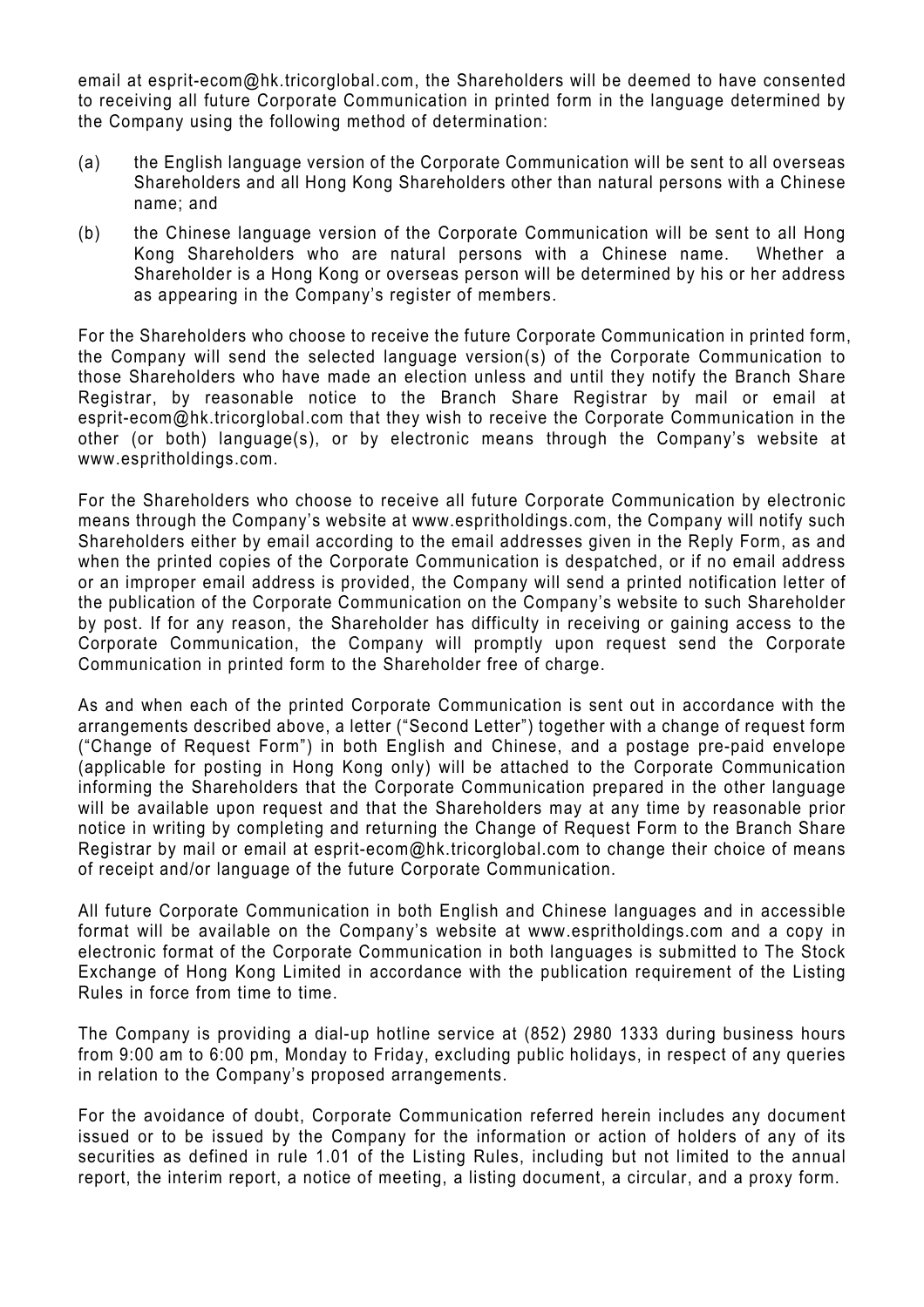email at esprit-ecom@hk.tricorglobal.com, the Shareholders will be deemed to have consented to receiving all future Corporate Communication in printed form in the language determined by the Company using the following method of determination:

(a) the English language version of the Corporate Communication will be sent to all overseas Shareholders and all Hong Kong Shareholders other than natural persons with a Chinese name; and

(b) the Chinese language version of the Corporate Communication will be sent to all Hong Kong Shareholders who are natural persons with a Chinese name. Whether a Shareholder is a Hong Kong or overseas person will be determined by his or her address as appearing in the Company's register of members.

For the Shareholders who choose to receive the future Corporate Communication in printed form, the Company will send the selected language version(s) of the Corporate Communication to those Shareholders who have made an election unless and until they notify the Branch Share Registrar, by reasonable notice to the Branch Share Registrar by mail or email at esprit-ecom@hk.tricorglobal.com that they wish to receive the Corporate Communication in the other (or both) language(s), or by electronic means through the Company's website at www.espritholdings.com.

For the Shareholders who choose to receive all future Corporate Communication by electronic means through the Company's website at www.espritholdings.com, the Company will notify such Shareholders either by email according to the email addresses given in the Reply Form, as and when the printed copies of the Corporate Communication is despatched, or if no email address or an improper email address is provided, the Company will send a printed notification letter of the publication of the Corporate Communication on the Company's website to such Shareholder by post. If for any reason, the Shareholder has difficulty in receiving or gaining access to the Corporate Communication, the Company will promptly upon request send the Corporate Communication in printed form to the Shareholder free of charge.

As and when each of the printed Corporate Communication is sent out in accordance with the arrangements described above, a letter ("Second Letter") together with a change of request form ("Change of Request Form") in both English and Chinese, and a postage pre-paid envelope (applicable for posting in Hong Kong only) will be attached to the Corporate Communication informing the Shareholders that the Corporate Communication prepared in the other language will be available upon request and that the Shareholders may at any time by reasonable prior notice in writing by completing and returning the Change of Request Form to the Branch Share Registrar by mail or email at esprit-ecom@hk.tricorglobal.com to change their choice of means of receipt and/or language of the future Corporate Communication.

All future Corporate Communication in both English and Chinese languages and in accessible format will be available on the Company's website at www.espritholdings.com and a copy in electronic format of the Corporate Communication in both languages is submitted to The Stock Exchange of Hong Kong Limited in accordance with the publication requirement of the Listing Rules in force from time to time.

The Company is providing a dial-up hotline service at (852) 2980 1333 during business hours from 9:00 am to 6:00 pm, Monday to Friday, excluding public holidays, in respect of any queries in relation to the Company's proposed arrangements.

For the avoidance of doubt, Corporate Communication referred herein includes any document issued or to be issued by the Company for the information or action of holders of any of its securities as defined in rule 1.01 of the Listing Rules, including but not limited to the annual report, the interim report, a notice of meeting, a listing document, a circular, and a proxy form.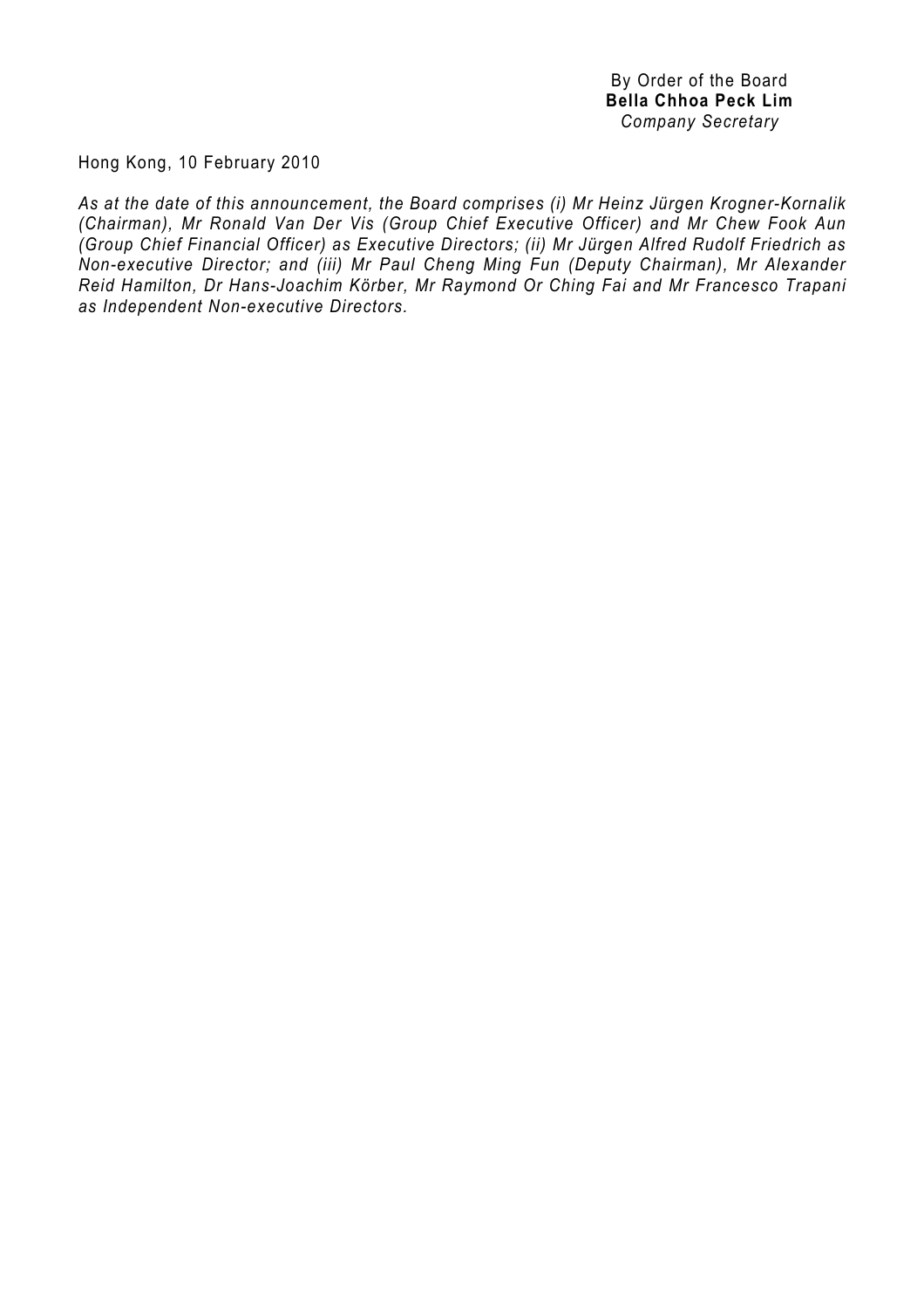By Order of the Board
**Bella Chhoa Peck Lim**
*Company Secretary*

Hong Kong, 10 February 2010

*As at the date of this announcement, the Board comprises (i) Mr Heinz Jürgen Krogner-Kornalik (Chairman), Mr Ronald Van Der Vis (Group Chief Executive Officer) and Mr Chew Fook Aun (Group Chief Financial Officer) as Executive Directors; (ii) Mr Jürgen Alfred Rudolf Friedrich as Non-executive Director; and (iii) Mr Paul Cheng Ming Fun (Deputy Chairman), Mr Alexander Reid Hamilton, Dr Hans-Joachim Körber, Mr Raymond Or Ching Fai and Mr Francesco Trapani as Independent Non-executive Directors.*